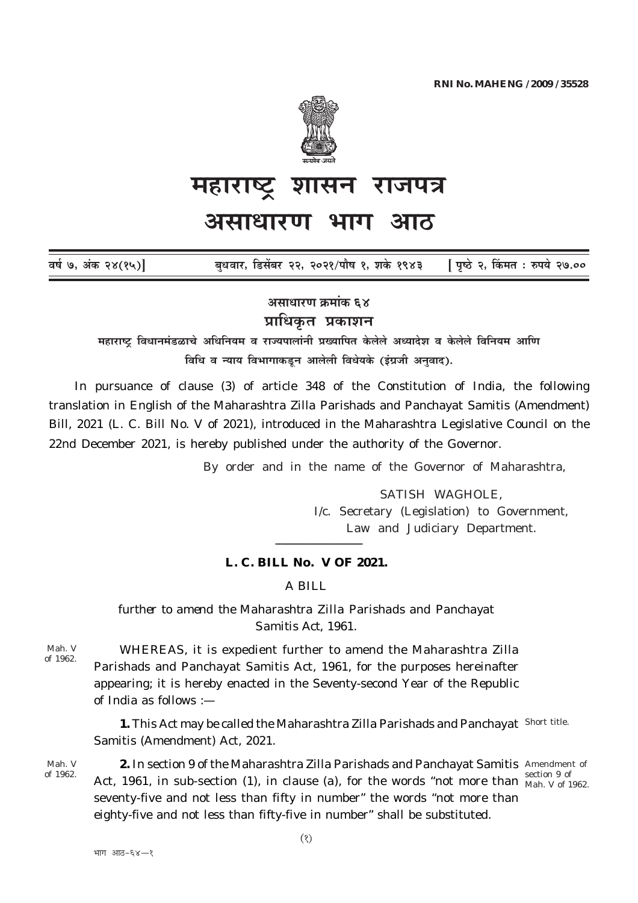RNI No. MAHENG /2009 /35528

# महाराष्ट्र शासन राजपत्र

# असाधारण भाग आठ

वर्ष ७, अंक २४(१५)] बुधवार, डिसेंबर २२, २०२१/पौष १, शके १९४३ [ पृष्ठे २, किंमत : रुपये २७.००

## असाधारण क्रमांक ६४

## प्राधिकृत प्रकाशन

महाराष्ट्र विधानमंडळाचे अधिनियम व राज्यपालांनी प्रख्यापित केलेले अध्यादेश व केलेले विनियम आणि विधि व न्याय विभागाकडून आलेली विधेयके (इंग्रजी अनुवाद).

In pursuance of clause (3) of article 348 of the Constitution of India, the following translation in English of the Maharashtra Zilla Parishads and Panchayat Samitis (Amendment) Bill, 2021 (L. C. Bill No. V of 2021), introduced in the Maharashtra Legislative Council on the 22nd December 2021, is hereby published under the authority of the Governor.

By order and in the name of the Governor of Maharashtra,

SATISH WAGHOLE,
I/c. Secretary (Legislation) to Government,
Law and Judiciary Department.

---

**L. C. BILL No. V OF 2021.**

A BILL

*further to amend the Maharashtra Zilla Parishads and Panchayat Samitis Act, 1961.*

Mah. V of 1962.

WHEREAS, it is expedient further to amend the Maharashtra Zilla Parishads and Panchayat Samitis Act, 1961, for the purposes hereinafter appearing; it is hereby enacted in the Seventy-second Year of the Republic of India as follows :—

Short title.

**1.** This Act may be called the Maharashtra Zilla Parishads and Panchayat Samitis (Amendment) Act, 2021.

Mah. V of 1962.

Amendment of section 9 of Mah. V of 1962.

**2.** In section 9 of the Maharashtra Zilla Parishads and Panchayat Samitis Act, 1961, in sub-section (1), in clause (a), for the words "not more than seventy-five and not less than fifty in number" the words "not more than eighty-five and not less than fifty-five in number" shall be substituted.

भाग आठ–६४—१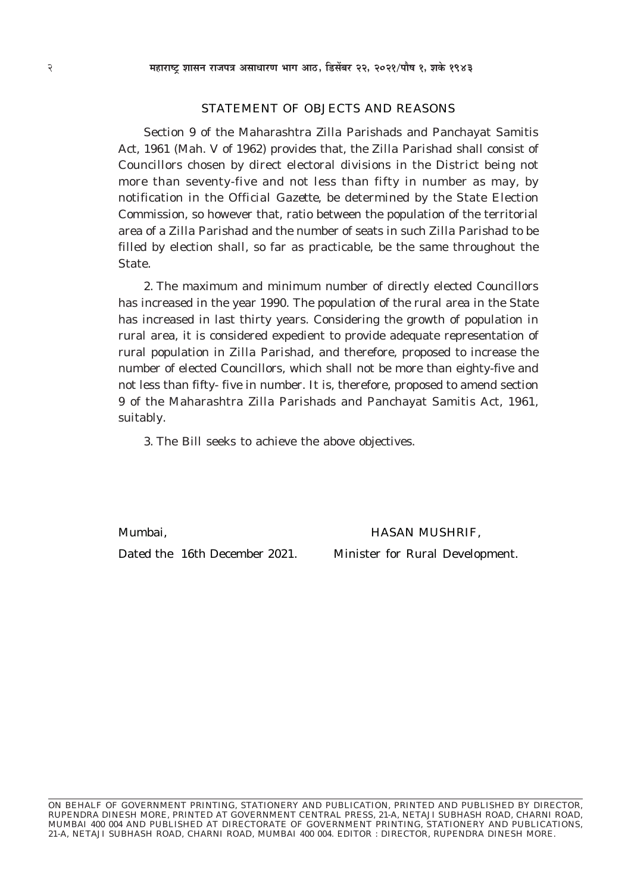## STATEMENT OF OBJECTS AND REASONS

Section 9 of the Maharashtra Zilla Parishads and Panchayat Samitis Act, 1961 (Mah. V of 1962) provides that, the Zilla Parishad shall consist of Councillors chosen by direct electoral divisions in the District being not more than seventy-five and not less than fifty in number as may, by notification in the *Official Gazette*, be determined by the State Election Commission, so however that, ratio between the population of the territorial area of a Zilla Parishad and the number of seats in such Zilla Parishad to be filled by election shall, so far as practicable, be the same throughout the State.

2. The maximum and minimum number of directly elected Councillors has increased in the year 1990. The population of the rural area in the State has increased in last thirty years. Considering the growth of population in rural area, it is considered expedient to provide adequate representation of rural population in Zilla Parishad, and therefore, proposed to increase the number of elected Councillors, which shall not be more than eighty-five and not less than fifty- five in number. It is, therefore, proposed to amend section 9 of the Maharashtra Zilla Parishads and Panchayat Samitis Act, 1961, suitably.

3. The Bill seeks to achieve the above objectives.

Mumbai,
Dated the 16th December 2021.

HASAN MUSHRIF,
Minister for Rural Development.

ON BEHALF OF GOVERNMENT PRINTING, STATIONERY AND PUBLICATION, PRINTED AND PUBLISHED BY DIRECTOR, RUPENDRA DINESH MORE, PRINTED AT GOVERNMENT CENTRAL PRESS, 21-A, NETAJI SUBHASH ROAD, CHARNI ROAD, MUMBAI 400 004 AND PUBLISHED AT DIRECTORATE OF GOVERNMENT PRINTING, STATIONERY AND PUBLICATIONS, 21-A, NETAJI SUBHASH ROAD, CHARNI ROAD, MUMBAI 400 004. EDITOR : DIRECTOR, RUPENDRA DINESH MORE.